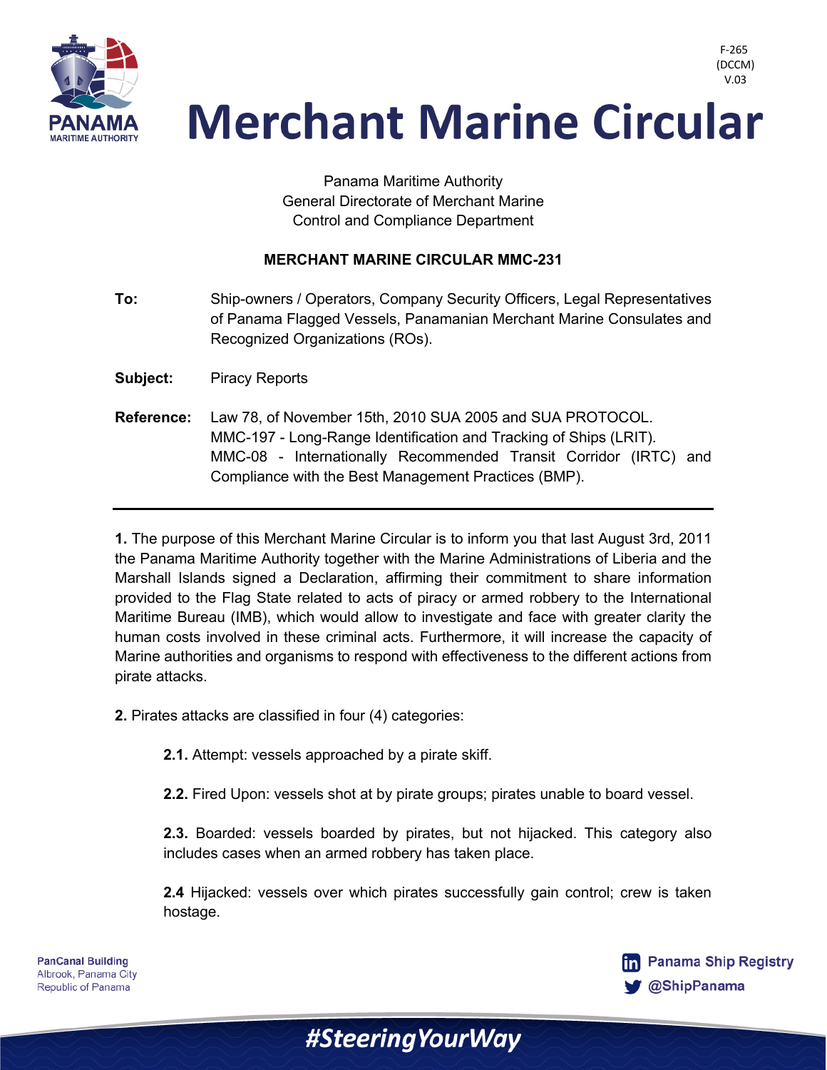F-265
(DCCM)
V.03

# Merchant Marine Circular

Panama Maritime Authority
General Directorate of Merchant Marine
Control and Compliance Department

**MERCHANT MARINE CIRCULAR MMC-231**

**To:** Ship-owners / Operators, Company Security Officers, Legal Representatives of Panama Flagged Vessels, Panamanian Merchant Marine Consulates and Recognized Organizations (ROs).

**Subject:** Piracy Reports

**Reference:** Law 78, of November 15th, 2010 SUA 2005 and SUA PROTOCOL.
MMC-197 - Long-Range Identification and Tracking of Ships (LRIT).
MMC-08 - Internationally Recommended Transit Corridor (IRTC) and Compliance with the Best Management Practices (BMP).

---

**1.** The purpose of this Merchant Marine Circular is to inform you that last August 3rd, 2011 the Panama Maritime Authority together with the Marine Administrations of Liberia and the Marshall Islands signed a Declaration, affirming their commitment to share information provided to the Flag State related to acts of piracy or armed robbery to the International Maritime Bureau (IMB), which would allow to investigate and face with greater clarity the human costs involved in these criminal acts. Furthermore, it will increase the capacity of Marine authorities and organisms to respond with effectiveness to the different actions from pirate attacks.

**2.** Pirates attacks are classified in four (4) categories:

**2.1.** Attempt: vessels approached by a pirate skiff.

**2.2.** Fired Upon: vessels shot at by pirate groups; pirates unable to board vessel.

**2.3.** Boarded: vessels boarded by pirates, but not hijacked. This category also includes cases when an armed robbery has taken place.

**2.4** Hijacked: vessels over which pirates successfully gain control; crew is taken hostage.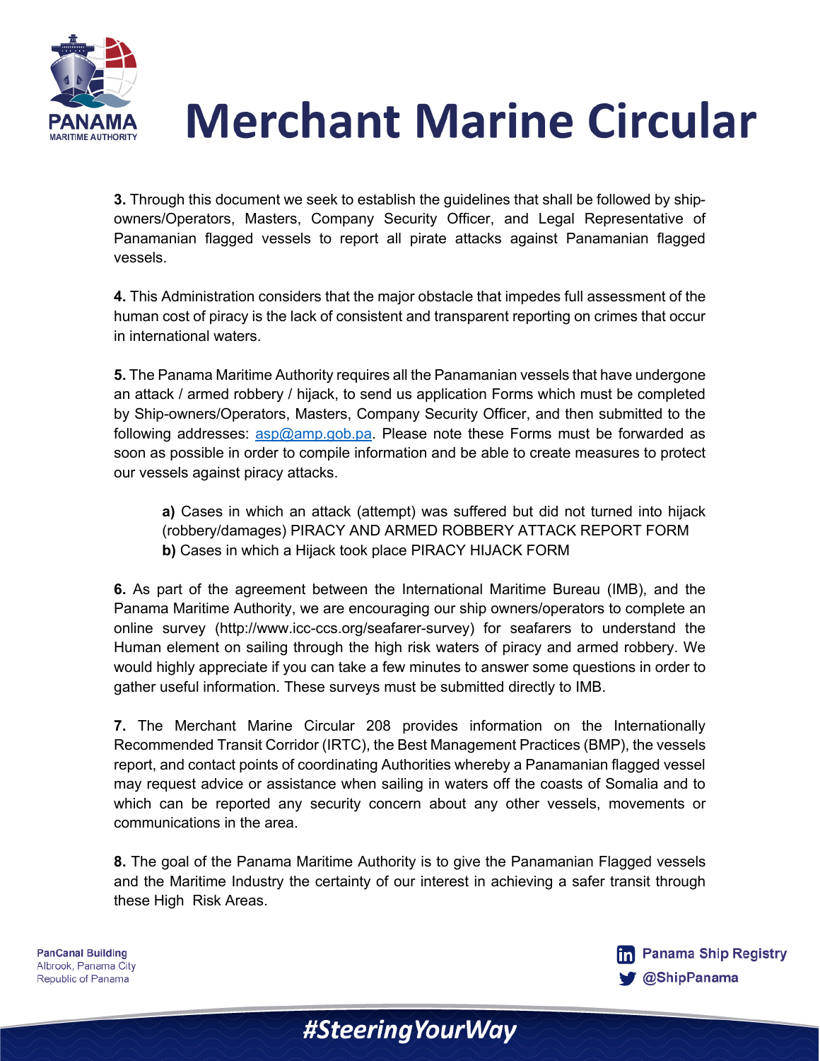**3.** Through this document we seek to establish the guidelines that shall be followed by ship-owners/Operators, Masters, Company Security Officer, and Legal Representative of Panamanian flagged vessels to report all pirate attacks against Panamanian flagged vessels.

**4.** This Administration considers that the major obstacle that impedes full assessment of the human cost of piracy is the lack of consistent and transparent reporting on crimes that occur in international waters.

**5.** The Panama Maritime Authority requires all the Panamanian vessels that have undergone an attack / armed robbery / hijack, to send us application Forms which must be completed by Ship-owners/Operators, Masters, Company Security Officer, and then submitted to the following addresses: asp@amp.gob.pa. Please note these Forms must be forwarded as soon as possible in order to compile information and be able to create measures to protect our vessels against piracy attacks.

> **a)** Cases in which an attack (attempt) was suffered but did not turned into hijack (robbery/damages) PIRACY AND ARMED ROBBERY ATTACK REPORT FORM
> **b)** Cases in which a Hijack took place PIRACY HIJACK FORM

**6.** As part of the agreement between the International Maritime Bureau (IMB), and the Panama Maritime Authority, we are encouraging our ship owners/operators to complete an online survey (http://www.icc-ccs.org/seafarer-survey) for seafarers to understand the Human element on sailing through the high risk waters of piracy and armed robbery. We would highly appreciate if you can take a few minutes to answer some questions in order to gather useful information. These surveys must be submitted directly to IMB.

**7.** The Merchant Marine Circular 208 provides information on the Internationally Recommended Transit Corridor (IRTC), the Best Management Practices (BMP), the vessels report, and contact points of coordinating Authorities whereby a Panamanian flagged vessel may request advice or assistance when sailing in waters off the coasts of Somalia and to which can be reported any security concern about any other vessels, movements or communications in the area.

**8.** The goal of the Panama Maritime Authority is to give the Panamanian Flagged vessels and the Maritime Industry the certainty of our interest in achieving a safer transit through these High Risk Areas.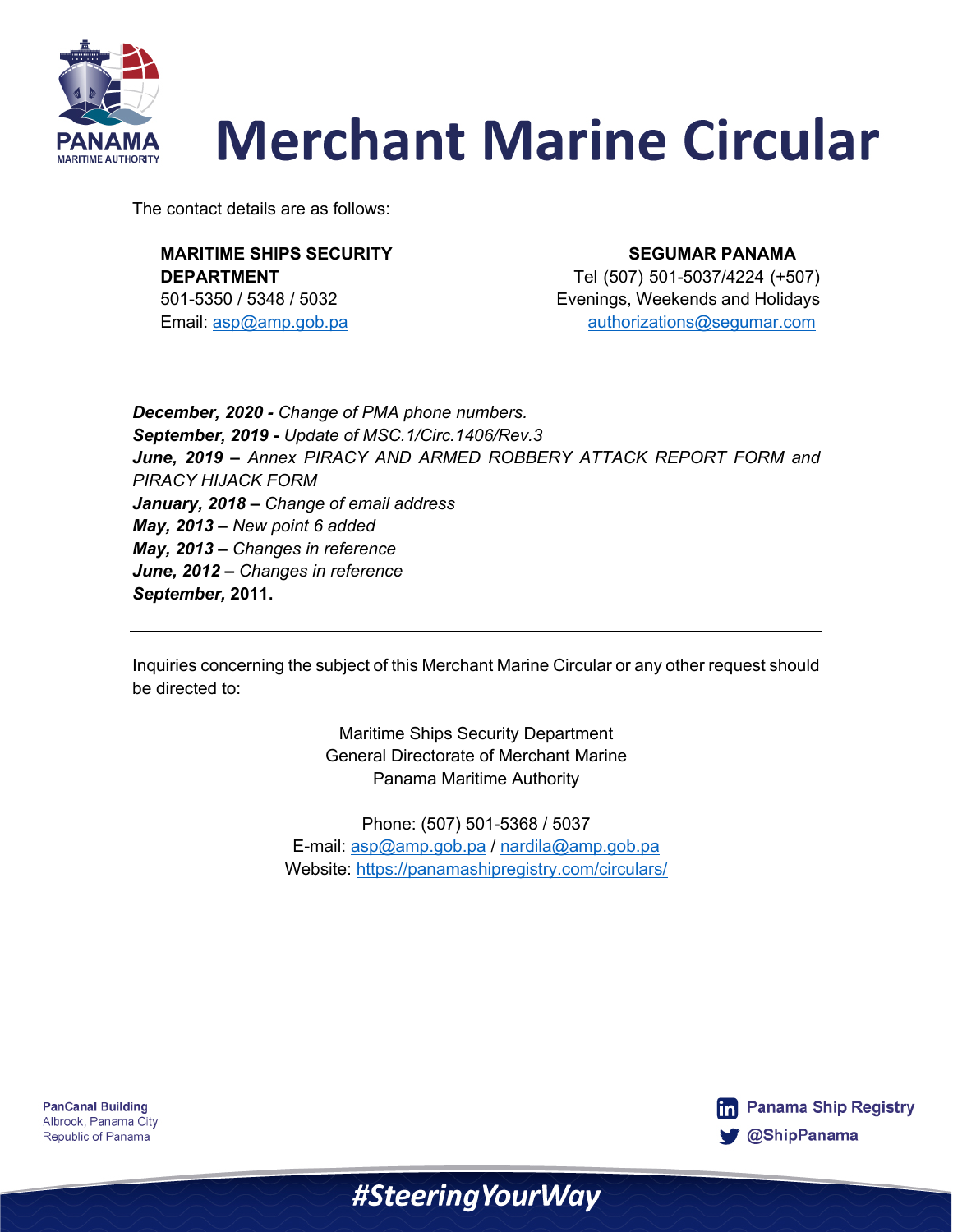The contact details are as follows:

**MARITIME SHIPS SECURITY DEPARTMENT**
501-5350 / 5348 / 5032
Email: asp@amp.gob.pa

**SEGUMAR PANAMA**
Tel (507) 501-5037/4224 (+507)
Evenings, Weekends and Holidays
authorizations@segumar.com

***December, 2020 -*** *Change of PMA phone numbers.*
***September, 2019 -*** *Update of MSC.1/Circ.1406/Rev.3*
***June, 2019 –*** *Annex PIRACY AND ARMED ROBBERY ATTACK REPORT FORM and PIRACY HIJACK FORM*
***January, 2018 –*** *Change of email address*
***May, 2013 –*** *New point 6 added*
***May, 2013 –*** *Changes in reference*
***June, 2012 –*** *Changes in reference*
***September,* 2011.**

---

Inquiries concerning the subject of this Merchant Marine Circular or any other request should be directed to:

Maritime Ships Security Department
General Directorate of Merchant Marine
Panama Maritime Authority

Phone: (507) 501-5368 / 5037
E-mail: asp@amp.gob.pa / nardila@amp.gob.pa
Website: https://panamashipregistry.com/circulars/